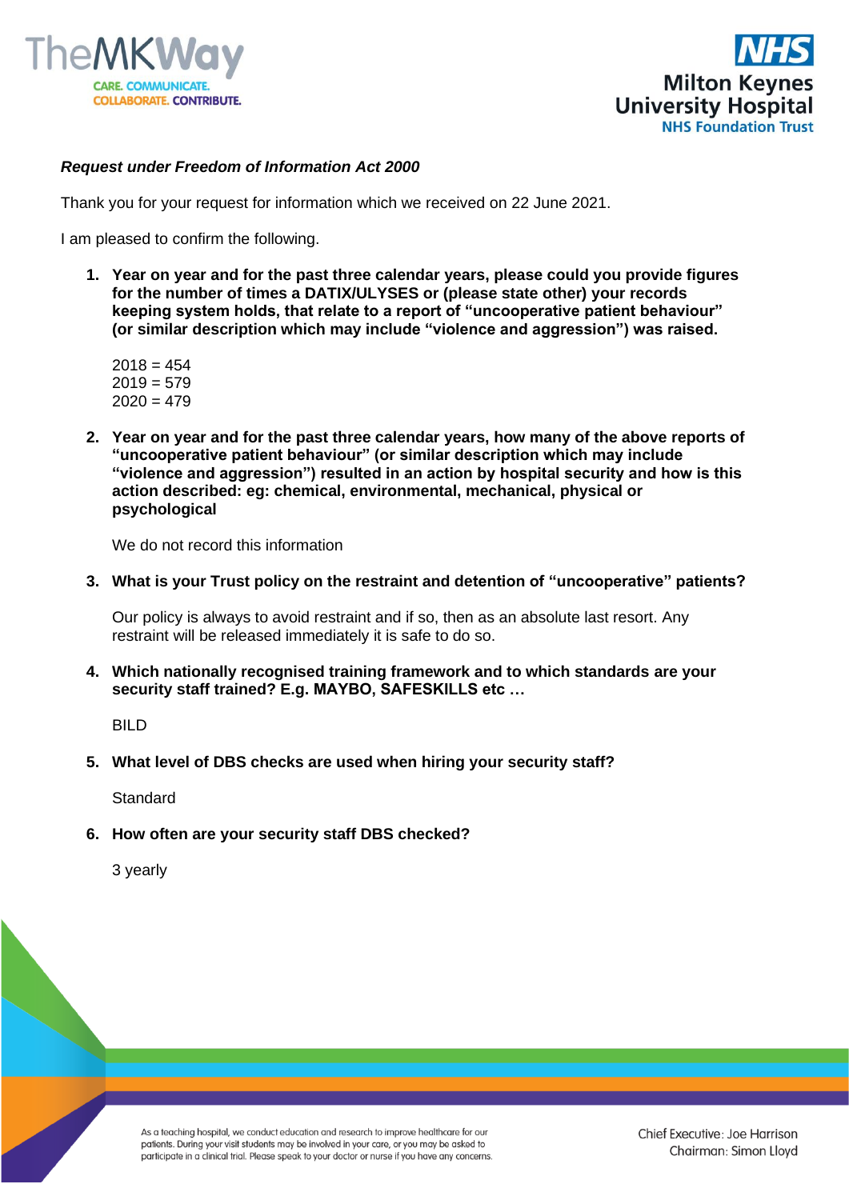***Request under Freedom of Information Act 2000***

Thank you for your request for information which we received on 22 June 2021.

I am pleased to confirm the following.

1. **Year on year and for the past three calendar years, please could you provide figures for the number of times a DATIX/ULYSES or (please state other) your records keeping system holds, that relate to a report of "uncooperative patient behaviour" (or similar description which may include "violence and aggression") was raised.**

   2018 = 454
   2019 = 579
   2020 = 479

2. **Year on year and for the past three calendar years, how many of the above reports of "uncooperative patient behaviour" (or similar description which may include "violence and aggression") resulted in an action by hospital security and how is this action described: eg: chemical, environmental, mechanical, physical or psychological**

   We do not record this information

3. **What is your Trust policy on the restraint and detention of "uncooperative" patients?**

   Our policy is always to avoid restraint and if so, then as an absolute last resort. Any restraint will be released immediately it is safe to do so.

4. **Which nationally recognised training framework and to which standards are your security staff trained? E.g. MAYBO, SAFESKILLS etc …**

   BILD

5. **What level of DBS checks are used when hiring your security staff?**

   Standard

6. **How often are your security staff DBS checked?**

   3 yearly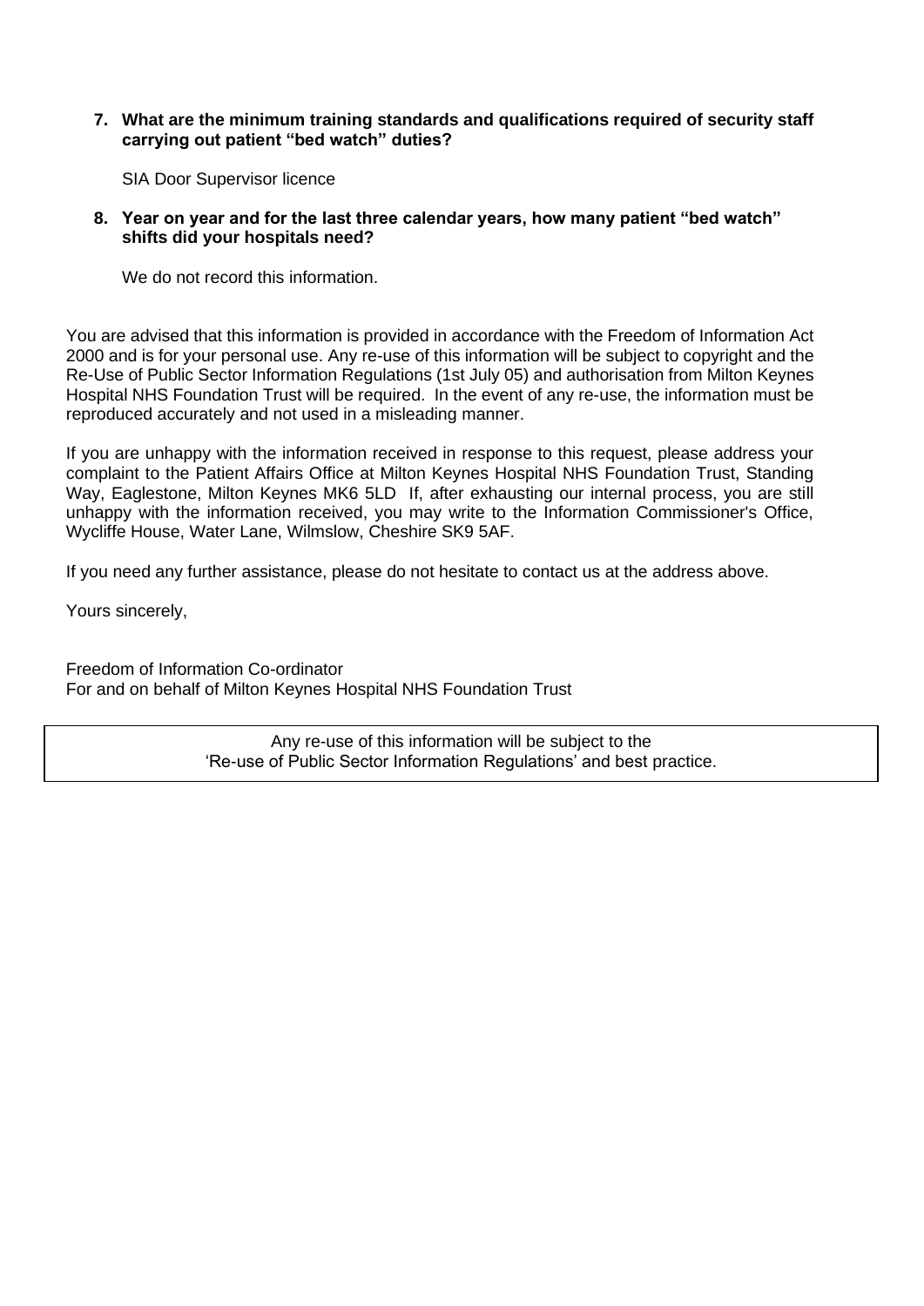7. **What are the minimum training standards and qualifications required of security staff carrying out patient "bed watch" duties?**

   SIA Door Supervisor licence

8. **Year on year and for the last three calendar years, how many patient "bed watch" shifts did your hospitals need?**

   We do not record this information.

You are advised that this information is provided in accordance with the Freedom of Information Act 2000 and is for your personal use. Any re-use of this information will be subject to copyright and the Re-Use of Public Sector Information Regulations (1st July 05) and authorisation from Milton Keynes Hospital NHS Foundation Trust will be required. In the event of any re-use, the information must be reproduced accurately and not used in a misleading manner.

If you are unhappy with the information received in response to this request, please address your complaint to the Patient Affairs Office at Milton Keynes Hospital NHS Foundation Trust, Standing Way, Eaglestone, Milton Keynes MK6 5LD If, after exhausting our internal process, you are still unhappy with the information received, you may write to the Information Commissioner's Office, Wycliffe House, Water Lane, Wilmslow, Cheshire SK9 5AF.

If you need any further assistance, please do not hesitate to contact us at the address above.

Yours sincerely,

Freedom of Information Co-ordinator
For and on behalf of Milton Keynes Hospital NHS Foundation Trust

Any re-use of this information will be subject to the
'Re-use of Public Sector Information Regulations' and best practice.